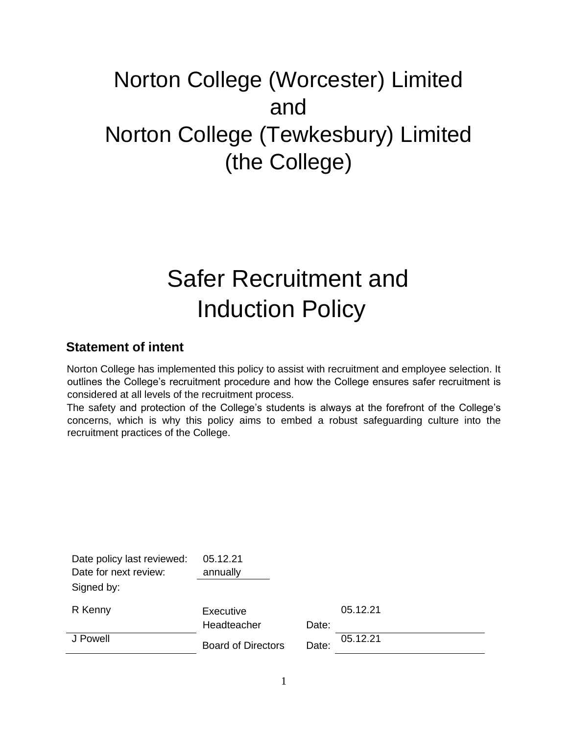# Norton College (Worcester) Limited
# and
# Norton College (Tewkesbury) Limited
# (the College)

# Safer Recruitment and Induction Policy

## Statement of intent

Norton College has implemented this policy to assist with recruitment and employee selection. It outlines the College's recruitment procedure and how the College ensures safer recruitment is considered at all levels of the recruitment process.

The safety and protection of the College's students is always at the forefront of the College's concerns, which is why this policy aims to embed a robust safeguarding culture into the recruitment practices of the College.

| | | | |
|---|---|---|---|
| Date policy last reviewed: | 05.12.21 | | |
| Date for next review: | annually | | |
| Signed by: | | | |
| R Kenny | Executive Headteacher | Date: | 05.12.21 |
| J Powell | Board of Directors | Date: | 05.12.21 |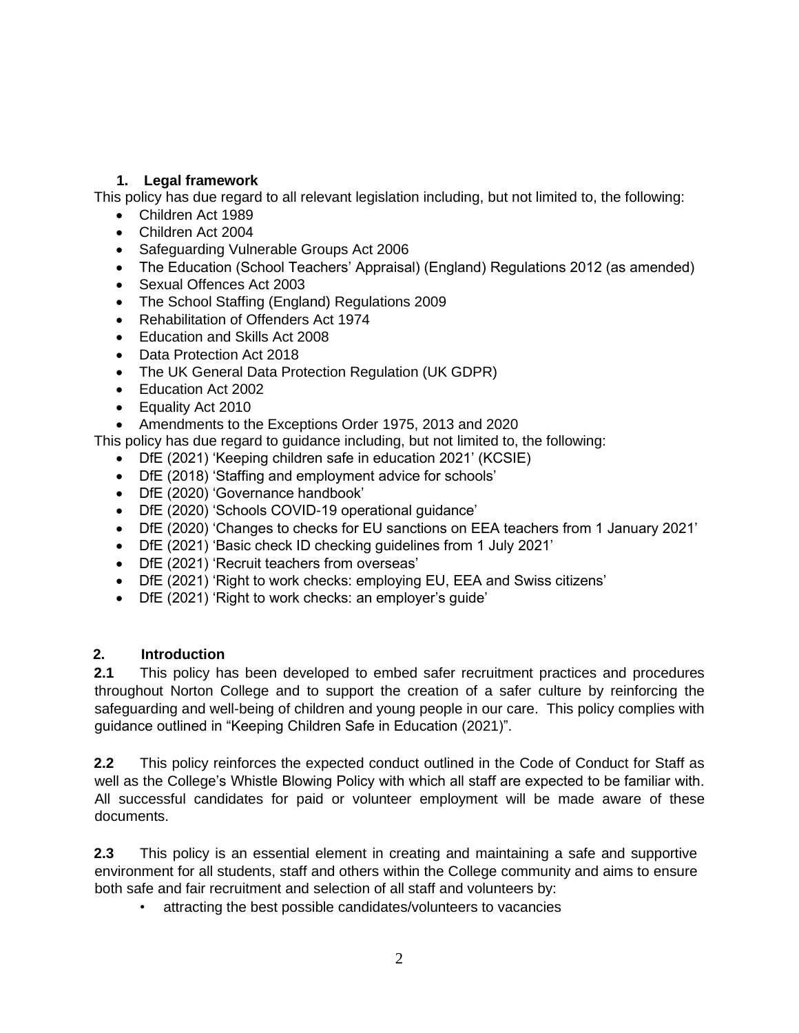## 1. Legal framework

This policy has due regard to all relevant legislation including, but not limited to, the following:

- Children Act 1989
- Children Act 2004
- Safeguarding Vulnerable Groups Act 2006
- The Education (School Teachers' Appraisal) (England) Regulations 2012 (as amended)
- Sexual Offences Act 2003
- The School Staffing (England) Regulations 2009
- Rehabilitation of Offenders Act 1974
- Education and Skills Act 2008
- Data Protection Act 2018
- The UK General Data Protection Regulation (UK GDPR)
- Education Act 2002
- Equality Act 2010
- Amendments to the Exceptions Order 1975, 2013 and 2020

This policy has due regard to guidance including, but not limited to, the following:

- DfE (2021) 'Keeping children safe in education 2021' (KCSIE)
- DfE (2018) 'Staffing and employment advice for schools'
- DfE (2020) 'Governance handbook'
- DfE (2020) 'Schools COVID-19 operational guidance'
- DfE (2020) 'Changes to checks for EU sanctions on EEA teachers from 1 January 2021'
- DfE (2021) 'Basic check ID checking guidelines from 1 July 2021'
- DfE (2021) 'Recruit teachers from overseas'
- DfE (2021) 'Right to work checks: employing EU, EEA and Swiss citizens'
- DfE (2021) 'Right to work checks: an employer's guide'

## 2. Introduction

**2.1** This policy has been developed to embed safer recruitment practices and procedures throughout Norton College and to support the creation of a safer culture by reinforcing the safeguarding and well-being of children and young people in our care. This policy complies with guidance outlined in "Keeping Children Safe in Education (2021)".

**2.2** This policy reinforces the expected conduct outlined in the Code of Conduct for Staff as well as the College's Whistle Blowing Policy with which all staff are expected to be familiar with. All successful candidates for paid or volunteer employment will be made aware of these documents.

**2.3** This policy is an essential element in creating and maintaining a safe and supportive environment for all students, staff and others within the College community and aims to ensure both safe and fair recruitment and selection of all staff and volunteers by:

- attracting the best possible candidates/volunteers to vacancies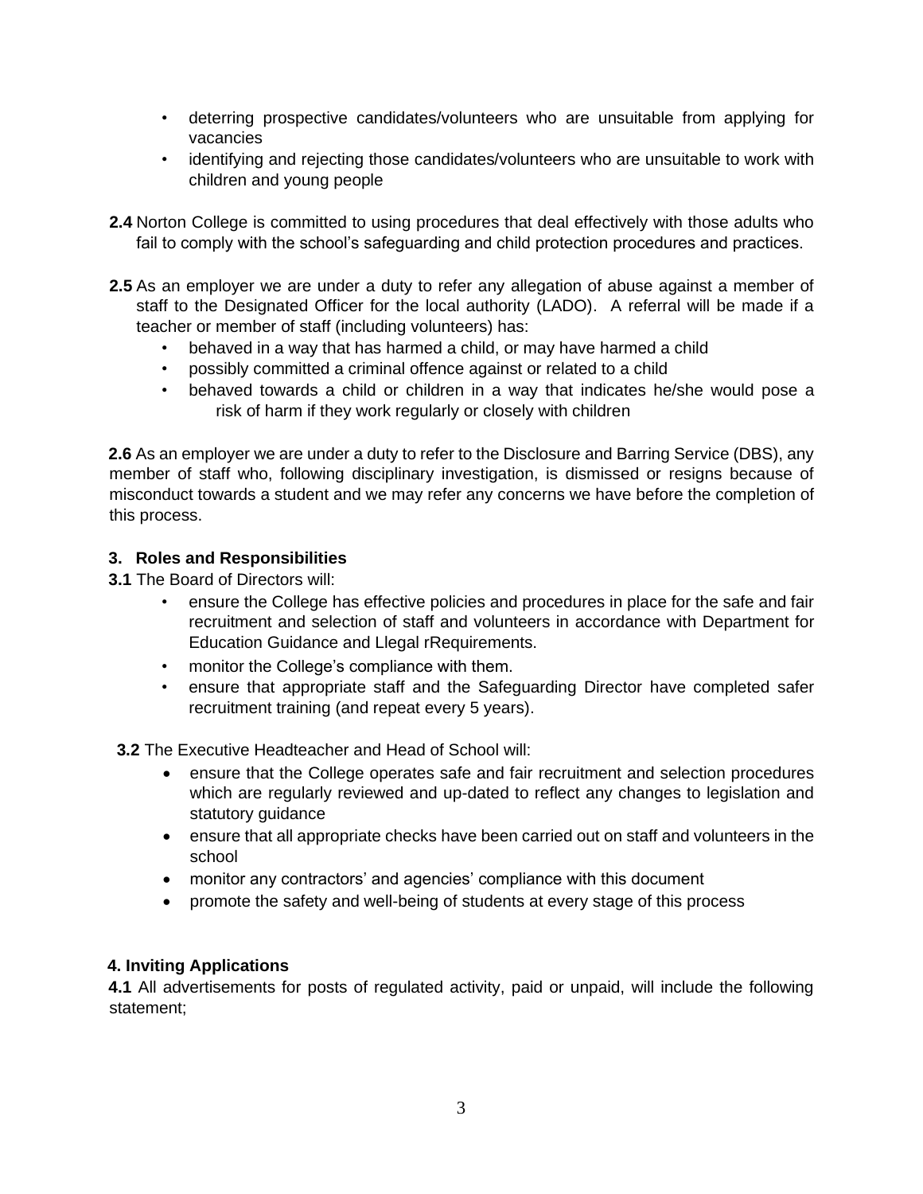- deterring prospective candidates/volunteers who are unsuitable from applying for vacancies
- identifying and rejecting those candidates/volunteers who are unsuitable to work with children and young people

**2.4** Norton College is committed to using procedures that deal effectively with those adults who fail to comply with the school's safeguarding and child protection procedures and practices.

**2.5** As an employer we are under a duty to refer any allegation of abuse against a member of staff to the Designated Officer for the local authority (LADO). A referral will be made if a teacher or member of staff (including volunteers) has:

- behaved in a way that has harmed a child, or may have harmed a child
- possibly committed a criminal offence against or related to a child
- behaved towards a child or children in a way that indicates he/she would pose a risk of harm if they work regularly or closely with children

**2.6** As an employer we are under a duty to refer to the Disclosure and Barring Service (DBS), any member of staff who, following disciplinary investigation, is dismissed or resigns because of misconduct towards a student and we may refer any concerns we have before the completion of this process.

## 3. Roles and Responsibilities

**3.1** The Board of Directors will:

- ensure the College has effective policies and procedures in place for the safe and fair recruitment and selection of staff and volunteers in accordance with Department for Education Guidance and Llegal rRequirements.
- monitor the College's compliance with them.
- ensure that appropriate staff and the Safeguarding Director have completed safer recruitment training (and repeat every 5 years).

**3.2** The Executive Headteacher and Head of School will:

- ensure that the College operates safe and fair recruitment and selection procedures which are regularly reviewed and up-dated to reflect any changes to legislation and statutory guidance
- ensure that all appropriate checks have been carried out on staff and volunteers in the school
- monitor any contractors' and agencies' compliance with this document
- promote the safety and well-being of students at every stage of this process

## 4. Inviting Applications

**4.1** All advertisements for posts of regulated activity, paid or unpaid, will include the following statement;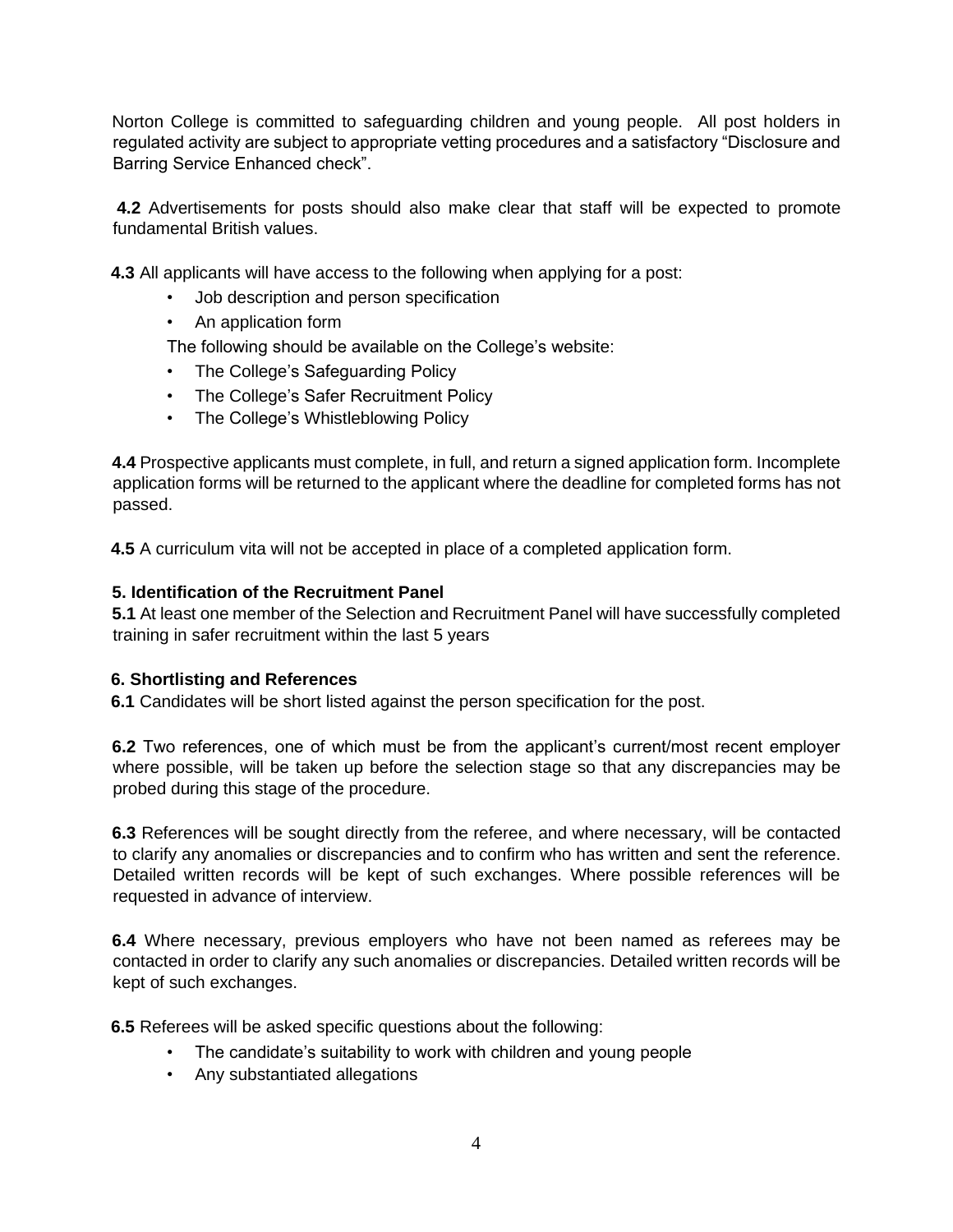Norton College is committed to safeguarding children and young people. All post holders in regulated activity are subject to appropriate vetting procedures and a satisfactory "Disclosure and Barring Service Enhanced check".

**4.2** Advertisements for posts should also make clear that staff will be expected to promote fundamental British values.

**4.3** All applicants will have access to the following when applying for a post:

- Job description and person specification
- An application form

The following should be available on the College's website:

- The College's Safeguarding Policy
- The College's Safer Recruitment Policy
- The College's Whistleblowing Policy

**4.4** Prospective applicants must complete, in full, and return a signed application form. Incomplete application forms will be returned to the applicant where the deadline for completed forms has not passed.

**4.5** A curriculum vita will not be accepted in place of a completed application form.

### 5. Identification of the Recruitment Panel

**5.1** At least one member of the Selection and Recruitment Panel will have successfully completed training in safer recruitment within the last 5 years

### 6. Shortlisting and References

**6.1** Candidates will be short listed against the person specification for the post.

**6.2** Two references, one of which must be from the applicant's current/most recent employer where possible, will be taken up before the selection stage so that any discrepancies may be probed during this stage of the procedure.

**6.3** References will be sought directly from the referee, and where necessary, will be contacted to clarify any anomalies or discrepancies and to confirm who has written and sent the reference. Detailed written records will be kept of such exchanges. Where possible references will be requested in advance of interview.

**6.4** Where necessary, previous employers who have not been named as referees may be contacted in order to clarify any such anomalies or discrepancies. Detailed written records will be kept of such exchanges.

**6.5** Referees will be asked specific questions about the following:

- The candidate's suitability to work with children and young people
- Any substantiated allegations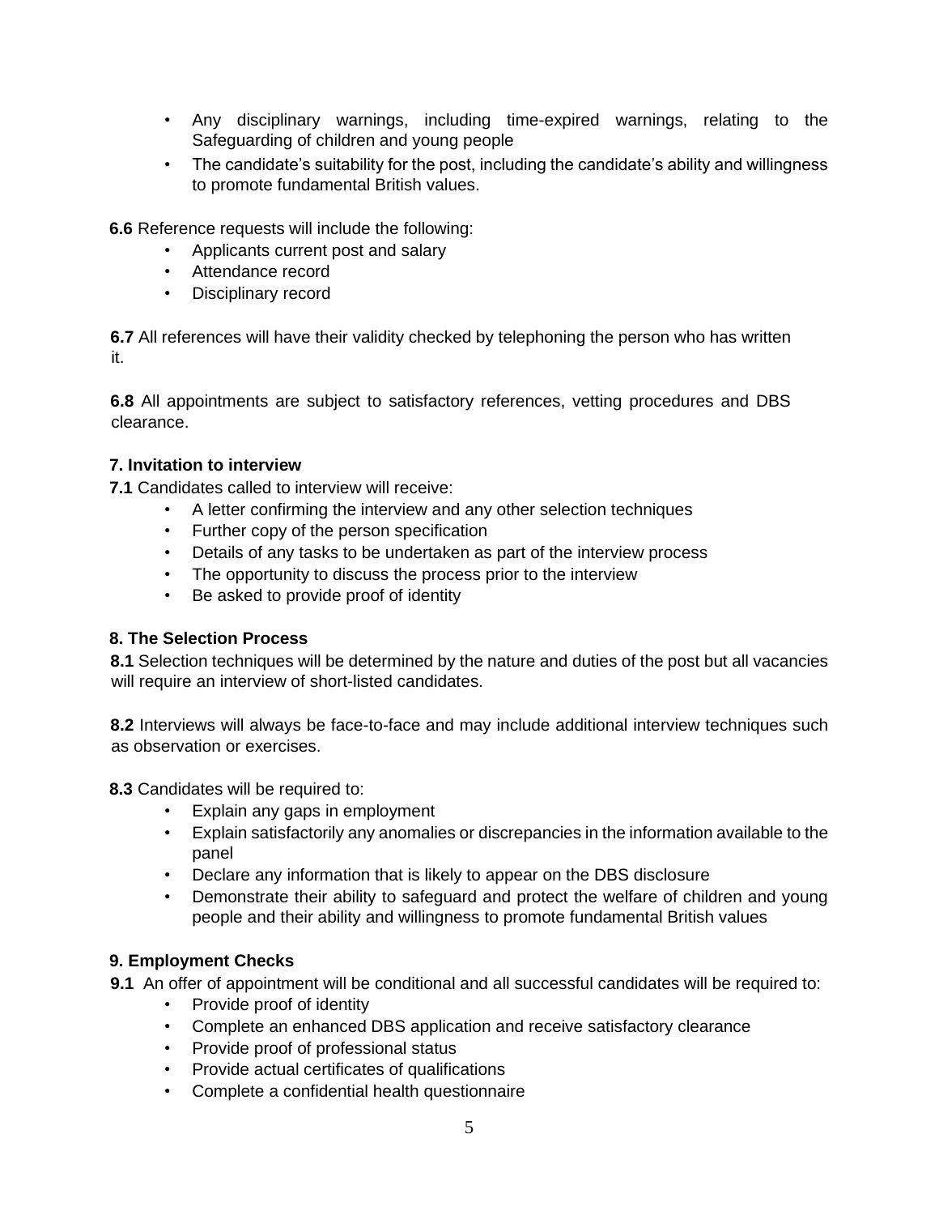- Any disciplinary warnings, including time-expired warnings, relating to the Safeguarding of children and young people
- The candidate's suitability for the post, including the candidate's ability and willingness to promote fundamental British values.

**6.6** Reference requests will include the following:

- Applicants current post and salary
- Attendance record
- Disciplinary record

**6.7** All references will have their validity checked by telephoning the person who has written it.

**6.8** All appointments are subject to satisfactory references, vetting procedures and DBS clearance.

### 7. Invitation to interview

**7.1** Candidates called to interview will receive:

- A letter confirming the interview and any other selection techniques
- Further copy of the person specification
- Details of any tasks to be undertaken as part of the interview process
- The opportunity to discuss the process prior to the interview
- Be asked to provide proof of identity

### 8. The Selection Process

**8.1** Selection techniques will be determined by the nature and duties of the post but all vacancies will require an interview of short-listed candidates.

**8.2** Interviews will always be face-to-face and may include additional interview techniques such as observation or exercises.

**8.3** Candidates will be required to:

- Explain any gaps in employment
- Explain satisfactorily any anomalies or discrepancies in the information available to the panel
- Declare any information that is likely to appear on the DBS disclosure
- Demonstrate their ability to safeguard and protect the welfare of children and young people and their ability and willingness to promote fundamental British values

### 9. Employment Checks

**9.1** An offer of appointment will be conditional and all successful candidates will be required to:

- Provide proof of identity
- Complete an enhanced DBS application and receive satisfactory clearance
- Provide proof of professional status
- Provide actual certificates of qualifications
- Complete a confidential health questionnaire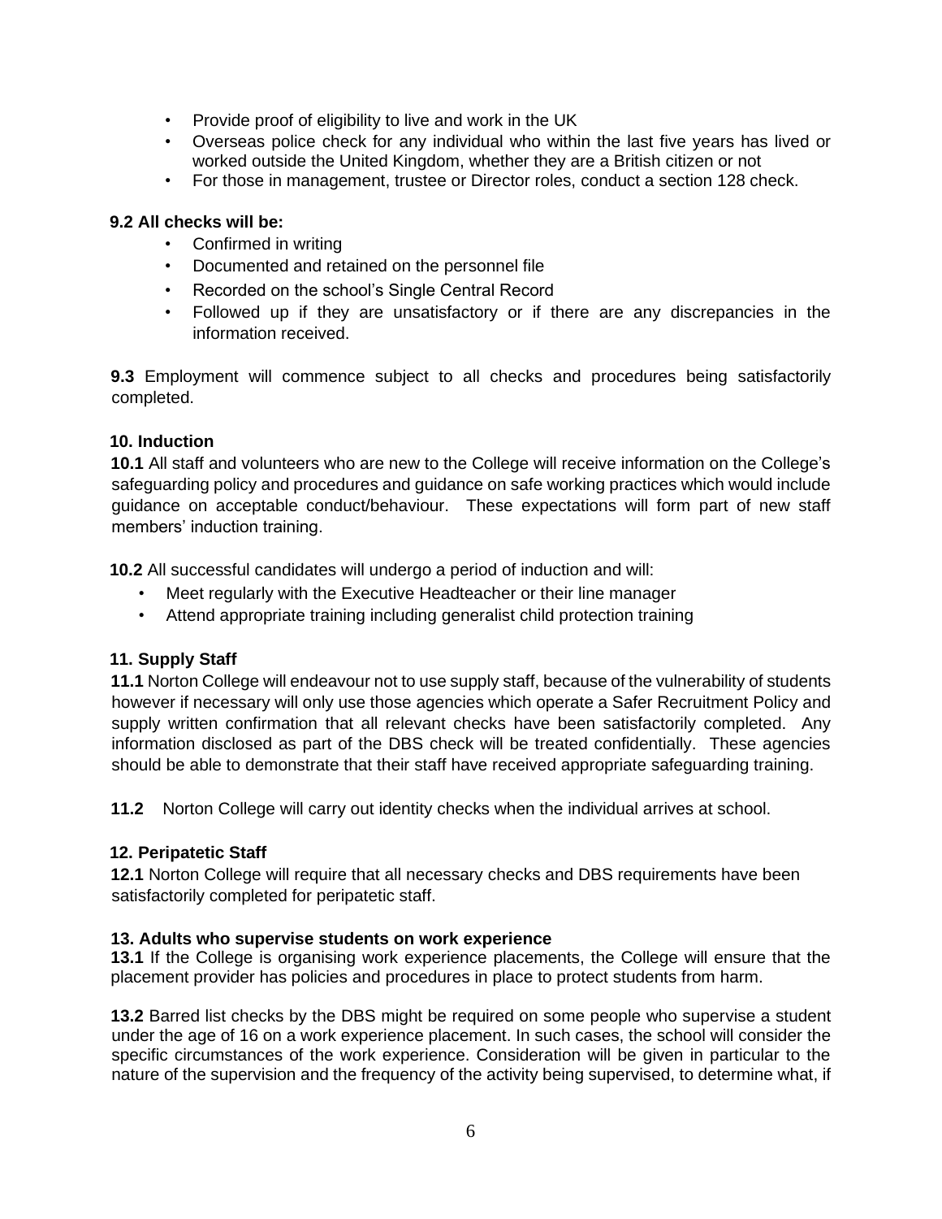- Provide proof of eligibility to live and work in the UK
- Overseas police check for any individual who within the last five years has lived or worked outside the United Kingdom, whether they are a British citizen or not
- For those in management, trustee or Director roles, conduct a section 128 check.

**9.2 All checks will be:**

- Confirmed in writing
- Documented and retained on the personnel file
- Recorded on the school's Single Central Record
- Followed up if they are unsatisfactory or if there are any discrepancies in the information received.

**9.3** Employment will commence subject to all checks and procedures being satisfactorily completed.

### 10. Induction

**10.1** All staff and volunteers who are new to the College will receive information on the College's safeguarding policy and procedures and guidance on safe working practices which would include guidance on acceptable conduct/behaviour. These expectations will form part of new staff members' induction training.

**10.2** All successful candidates will undergo a period of induction and will:

- Meet regularly with the Executive Headteacher or their line manager
- Attend appropriate training including generalist child protection training

### 11. Supply Staff

**11.1** Norton College will endeavour not to use supply staff, because of the vulnerability of students however if necessary will only use those agencies which operate a Safer Recruitment Policy and supply written confirmation that all relevant checks have been satisfactorily completed. Any information disclosed as part of the DBS check will be treated confidentially. These agencies should be able to demonstrate that their staff have received appropriate safeguarding training.

**11.2** Norton College will carry out identity checks when the individual arrives at school.

### 12. Peripatetic Staff

**12.1** Norton College will require that all necessary checks and DBS requirements have been satisfactorily completed for peripatetic staff.

### 13. Adults who supervise students on work experience

**13.1** If the College is organising work experience placements, the College will ensure that the placement provider has policies and procedures in place to protect students from harm.

**13.2** Barred list checks by the DBS might be required on some people who supervise a student under the age of 16 on a work experience placement. In such cases, the school will consider the specific circumstances of the work experience. Consideration will be given in particular to the nature of the supervision and the frequency of the activity being supervised, to determine what, if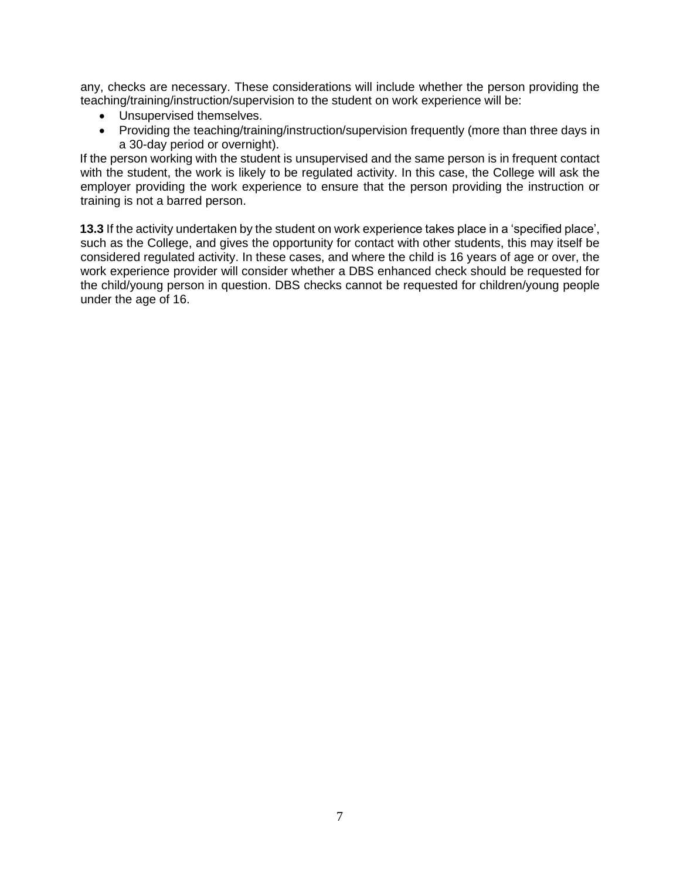any, checks are necessary. These considerations will include whether the person providing the teaching/training/instruction/supervision to the student on work experience will be:

- Unsupervised themselves.
- Providing the teaching/training/instruction/supervision frequently (more than three days in a 30-day period or overnight).

If the person working with the student is unsupervised and the same person is in frequent contact with the student, the work is likely to be regulated activity. In this case, the College will ask the employer providing the work experience to ensure that the person providing the instruction or training is not a barred person.

**13.3** If the activity undertaken by the student on work experience takes place in a 'specified place', such as the College, and gives the opportunity for contact with other students, this may itself be considered regulated activity. In these cases, and where the child is 16 years of age or over, the work experience provider will consider whether a DBS enhanced check should be requested for the child/young person in question. DBS checks cannot be requested for children/young people under the age of 16.